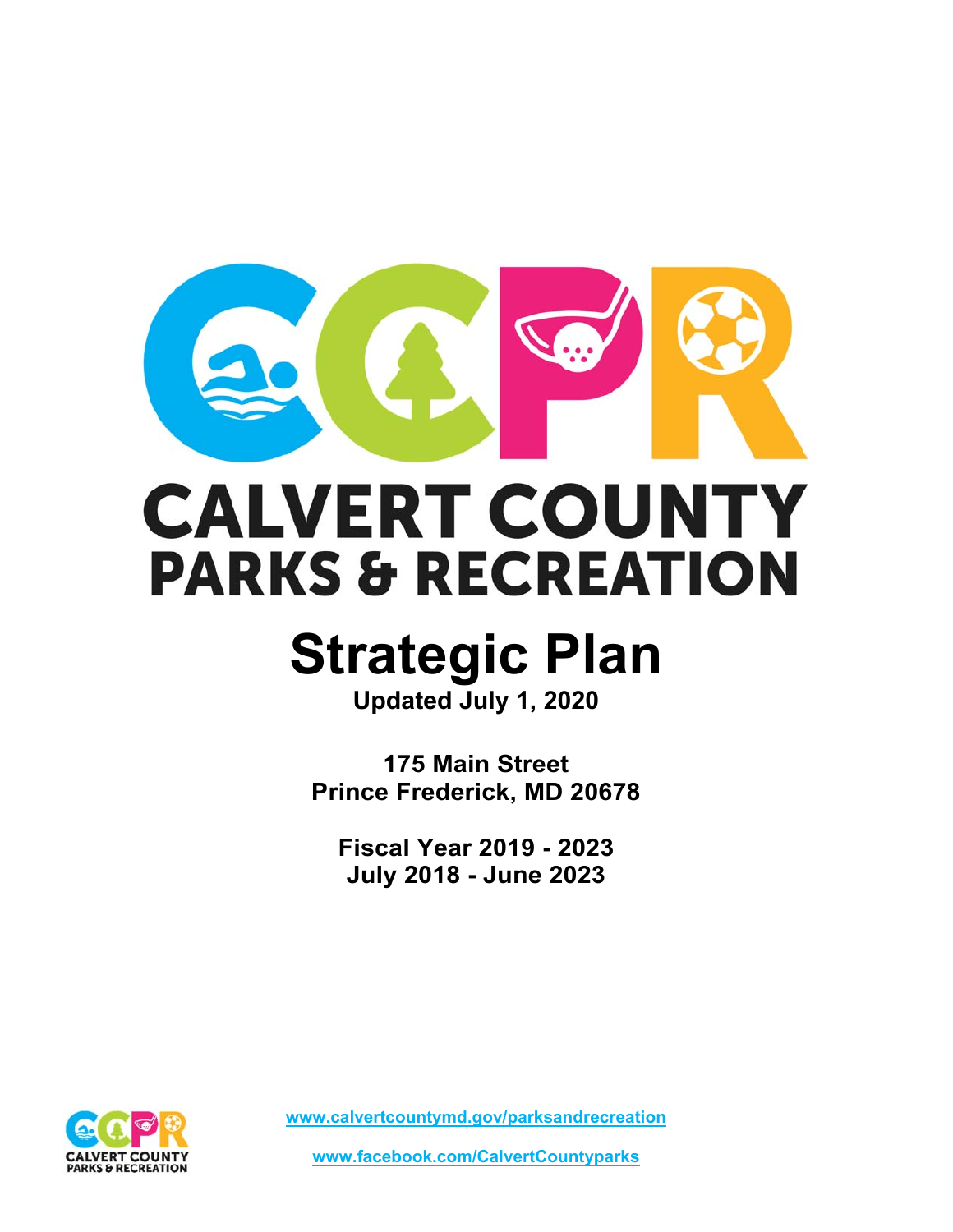# CALVERT COUNTY PARKS & RECREATION

# Strategic Plan

**Updated July 1, 2020**

**175 Main Street**
**Prince Frederick, MD 20678**

**Fiscal Year 2019 - 2023**
**July 2018 - June 2023**

www.calvertcountymd.gov/parksandrecreation

www.facebook.com/CalvertCountyparks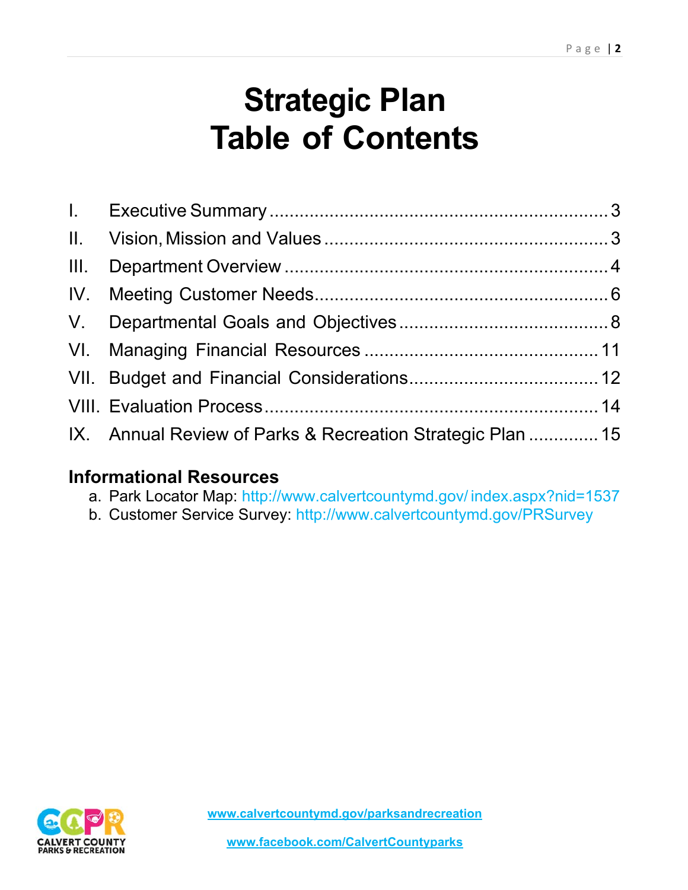# Strategic Plan
# Table of Contents

| | | |
|---|---|---|
| I. | Executive Summary | 3 |
| II. | Vision, Mission and Values | 3 |
| III. | Department Overview | 4 |
| IV. | Meeting Customer Needs | 6 |
| V. | Departmental Goals and Objectives | 8 |
| VI. | Managing Financial Resources | 11 |
| VII. | Budget and Financial Considerations | 12 |
| VIII. | Evaluation Process | 14 |
| IX. | Annual Review of Parks & Recreation Strategic Plan | 15 |

## Informational Resources

a. Park Locator Map: http://www.calvertcountymd.gov/index.aspx?nid=1537
b. Customer Service Survey: http://www.calvertcountymd.gov/PRSurvey

www.calvertcountymd.gov/parksandrecreation

www.facebook.com/CalvertCountyparks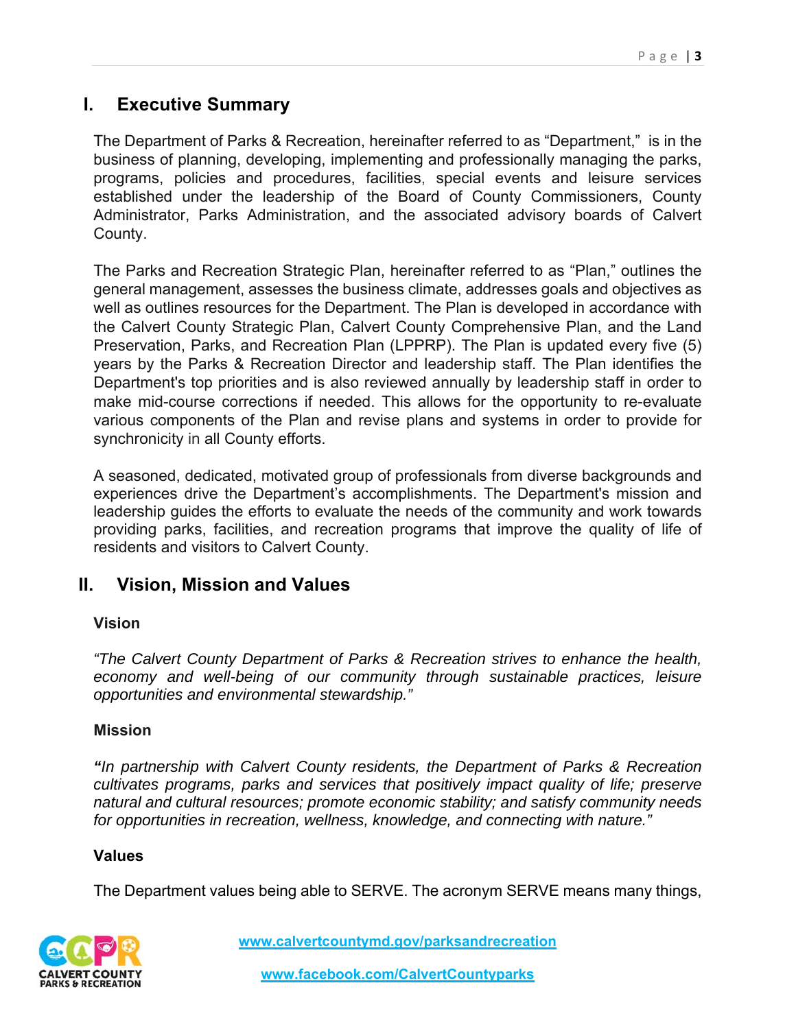## I. Executive Summary

The Department of Parks & Recreation, hereinafter referred to as "Department," is in the business of planning, developing, implementing and professionally managing the parks, programs, policies and procedures, facilities, special events and leisure services established under the leadership of the Board of County Commissioners, County Administrator, Parks Administration, and the associated advisory boards of Calvert County.

The Parks and Recreation Strategic Plan, hereinafter referred to as "Plan," outlines the general management, assesses the business climate, addresses goals and objectives as well as outlines resources for the Department. The Plan is developed in accordance with the Calvert County Strategic Plan, Calvert County Comprehensive Plan, and the Land Preservation, Parks, and Recreation Plan (LPPRP). The Plan is updated every five (5) years by the Parks & Recreation Director and leadership staff. The Plan identifies the Department's top priorities and is also reviewed annually by leadership staff in order to make mid-course corrections if needed. This allows for the opportunity to re-evaluate various components of the Plan and revise plans and systems in order to provide for synchronicity in all County efforts.

A seasoned, dedicated, motivated group of professionals from diverse backgrounds and experiences drive the Department's accomplishments. The Department's mission and leadership guides the efforts to evaluate the needs of the community and work towards providing parks, facilities, and recreation programs that improve the quality of life of residents and visitors to Calvert County.

## II. Vision, Mission and Values

### Vision

*"The Calvert County Department of Parks & Recreation strives to enhance the health, economy and well-being of our community through sustainable practices, leisure opportunities and environmental stewardship."*

### Mission

***"****In partnership with Calvert County residents, the Department of Parks & Recreation cultivates programs, parks and services that positively impact quality of life; preserve natural and cultural resources; promote economic stability; and satisfy community needs for opportunities in recreation, wellness, knowledge, and connecting with nature."*

### Values

The Department values being able to SERVE. The acronym SERVE means many things,

www.calvertcountymd.gov/parksandrecreation

www.facebook.com/CalvertCountyparks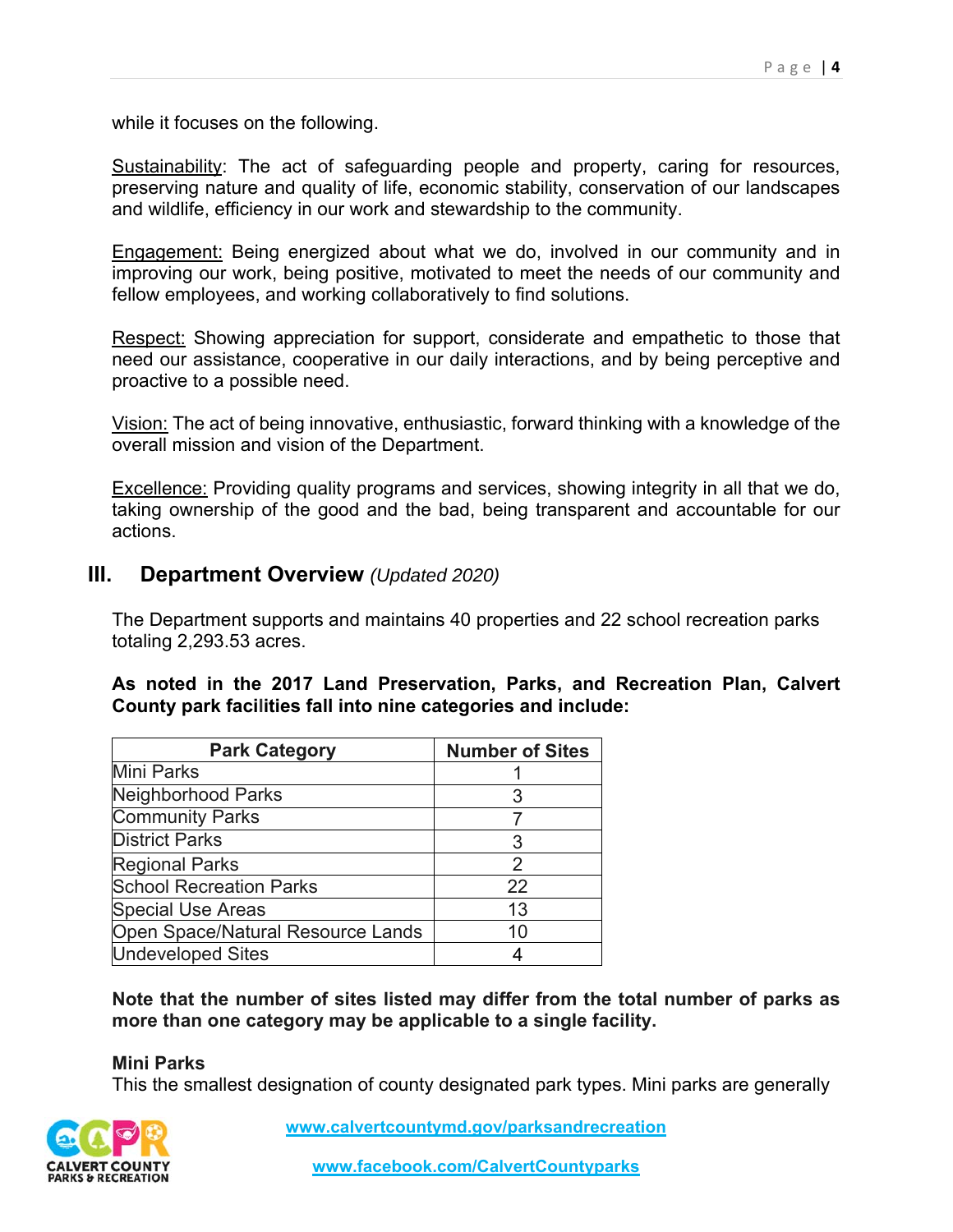while it focuses on the following.

Sustainability: The act of safeguarding people and property, caring for resources, preserving nature and quality of life, economic stability, conservation of our landscapes and wildlife, efficiency in our work and stewardship to the community.

Engagement: Being energized about what we do, involved in our community and in improving our work, being positive, motivated to meet the needs of our community and fellow employees, and working collaboratively to find solutions.

Respect: Showing appreciation for support, considerate and empathetic to those that need our assistance, cooperative in our daily interactions, and by being perceptive and proactive to a possible need.

Vision: The act of being innovative, enthusiastic, forward thinking with a knowledge of the overall mission and vision of the Department.

Excellence: Providing quality programs and services, showing integrity in all that we do, taking ownership of the good and the bad, being transparent and accountable for our actions.

## III. Department Overview *(Updated 2020)*

The Department supports and maintains 40 properties and 22 school recreation parks totaling 2,293.53 acres.

**As noted in the 2017 Land Preservation, Parks, and Recreation Plan, Calvert County park facilities fall into nine categories and include:**

| Park Category | Number of Sites |
|---|---|
| Mini Parks | 1 |
| Neighborhood Parks | 3 |
| Community Parks | 7 |
| District Parks | 3 |
| Regional Parks | 2 |
| School Recreation Parks | 22 |
| Special Use Areas | 13 |
| Open Space/Natural Resource Lands | 10 |
| Undeveloped Sites | 4 |

**Note that the number of sites listed may differ from the total number of parks as more than one category may be applicable to a single facility.**

**Mini Parks**
This the smallest designation of county designated park types. Mini parks are generally

www.calvertcountymd.gov/parksandrecreation

www.facebook.com/CalvertCountyparks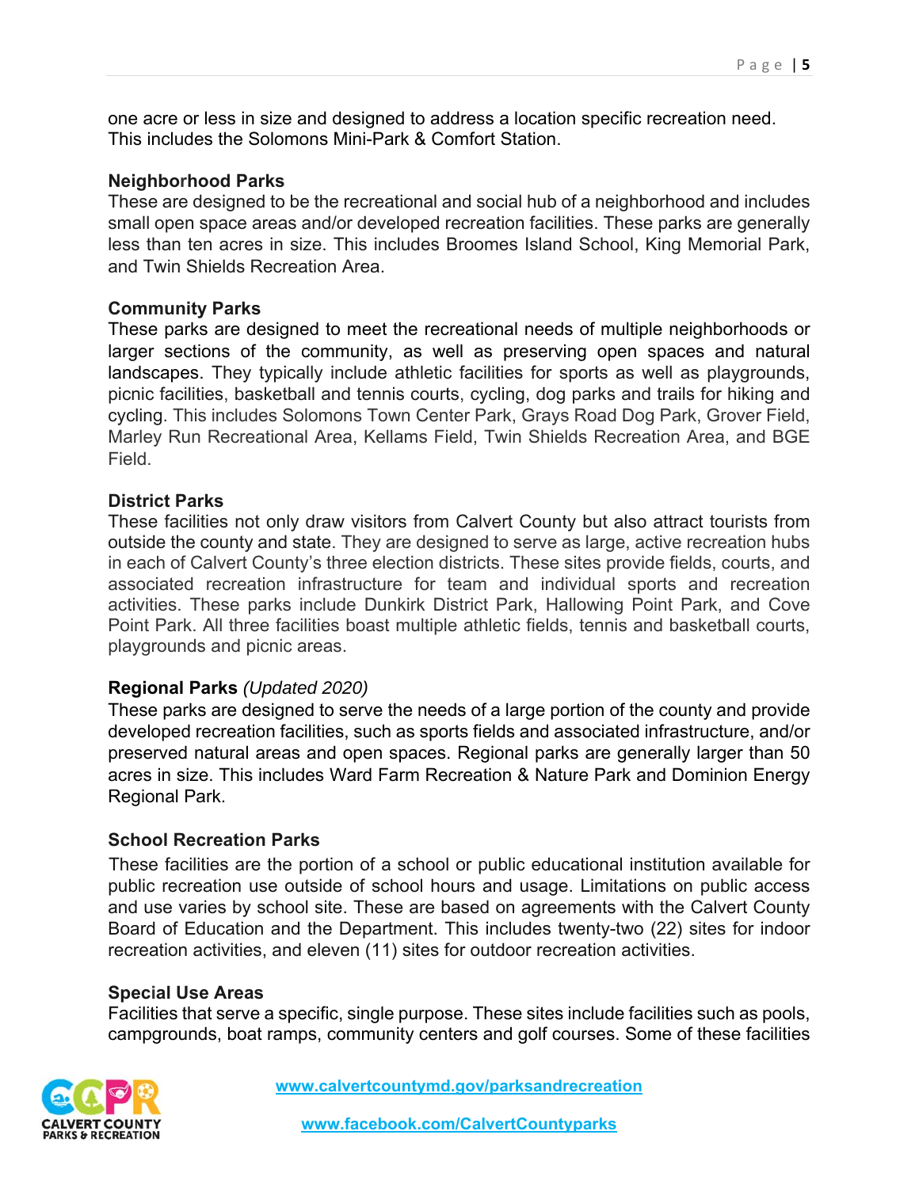one acre or less in size and designed to address a location specific recreation need. This includes the Solomons Mini-Park & Comfort Station.

**Neighborhood Parks**
These are designed to be the recreational and social hub of a neighborhood and includes small open space areas and/or developed recreation facilities. These parks are generally less than ten acres in size. This includes Broomes Island School, King Memorial Park, and Twin Shields Recreation Area.

**Community Parks**
These parks are designed to meet the recreational needs of multiple neighborhoods or larger sections of the community, as well as preserving open spaces and natural landscapes. They typically include athletic facilities for sports as well as playgrounds, picnic facilities, basketball and tennis courts, cycling, dog parks and trails for hiking and cycling. This includes Solomons Town Center Park, Grays Road Dog Park, Grover Field, Marley Run Recreational Area, Kellams Field, Twin Shields Recreation Area, and BGE Field.

**District Parks**
These facilities not only draw visitors from Calvert County but also attract tourists from outside the county and state. They are designed to serve as large, active recreation hubs in each of Calvert County's three election districts. These sites provide fields, courts, and associated recreation infrastructure for team and individual sports and recreation activities. These parks include Dunkirk District Park, Hallowing Point Park, and Cove Point Park. All three facilities boast multiple athletic fields, tennis and basketball courts, playgrounds and picnic areas.

**Regional Parks** *(Updated 2020)*
These parks are designed to serve the needs of a large portion of the county and provide developed recreation facilities, such as sports fields and associated infrastructure, and/or preserved natural areas and open spaces. Regional parks are generally larger than 50 acres in size. This includes Ward Farm Recreation & Nature Park and Dominion Energy Regional Park.

**School Recreation Parks**
These facilities are the portion of a school or public educational institution available for public recreation use outside of school hours and usage. Limitations on public access and use varies by school site. These are based on agreements with the Calvert County Board of Education and the Department. This includes twenty-two (22) sites for indoor recreation activities, and eleven (11) sites for outdoor recreation activities.

**Special Use Areas**
Facilities that serve a specific, single purpose. These sites include facilities such as pools, campgrounds, boat ramps, community centers and golf courses. Some of these facilities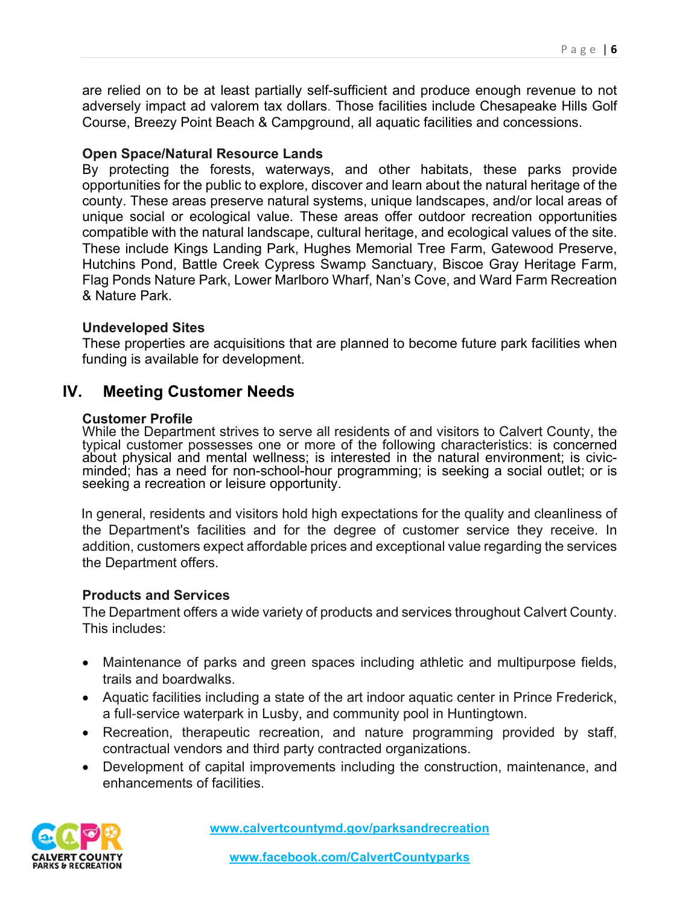are relied on to be at least partially self-sufficient and produce enough revenue to not adversely impact ad valorem tax dollars. Those facilities include Chesapeake Hills Golf Course, Breezy Point Beach & Campground, all aquatic facilities and concessions.

**Open Space/Natural Resource Lands**

By protecting the forests, waterways, and other habitats, these parks provide opportunities for the public to explore, discover and learn about the natural heritage of the county. These areas preserve natural systems, unique landscapes, and/or local areas of unique social or ecological value. These areas offer outdoor recreation opportunities compatible with the natural landscape, cultural heritage, and ecological values of the site. These include Kings Landing Park, Hughes Memorial Tree Farm, Gatewood Preserve, Hutchins Pond, Battle Creek Cypress Swamp Sanctuary, Biscoe Gray Heritage Farm, Flag Ponds Nature Park, Lower Marlboro Wharf, Nan's Cove, and Ward Farm Recreation & Nature Park.

**Undeveloped Sites**

These properties are acquisitions that are planned to become future park facilities when funding is available for development.

## IV. Meeting Customer Needs

**Customer Profile**

While the Department strives to serve all residents of and visitors to Calvert County, the typical customer possesses one or more of the following characteristics: is concerned about physical and mental wellness; is interested in the natural environment; is civic-minded; has a need for non-school-hour programming; is seeking a social outlet; or is seeking a recreation or leisure opportunity.

In general, residents and visitors hold high expectations for the quality and cleanliness of the Department's facilities and for the degree of customer service they receive. In addition, customers expect affordable prices and exceptional value regarding the services the Department offers.

**Products and Services**

The Department offers a wide variety of products and services throughout Calvert County. This includes:

- Maintenance of parks and green spaces including athletic and multipurpose fields, trails and boardwalks.
- Aquatic facilities including a state of the art indoor aquatic center in Prince Frederick, a full-service waterpark in Lusby, and community pool in Huntingtown.
- Recreation, therapeutic recreation, and nature programming provided by staff, contractual vendors and third party contracted organizations.
- Development of capital improvements including the construction, maintenance, and enhancements of facilities.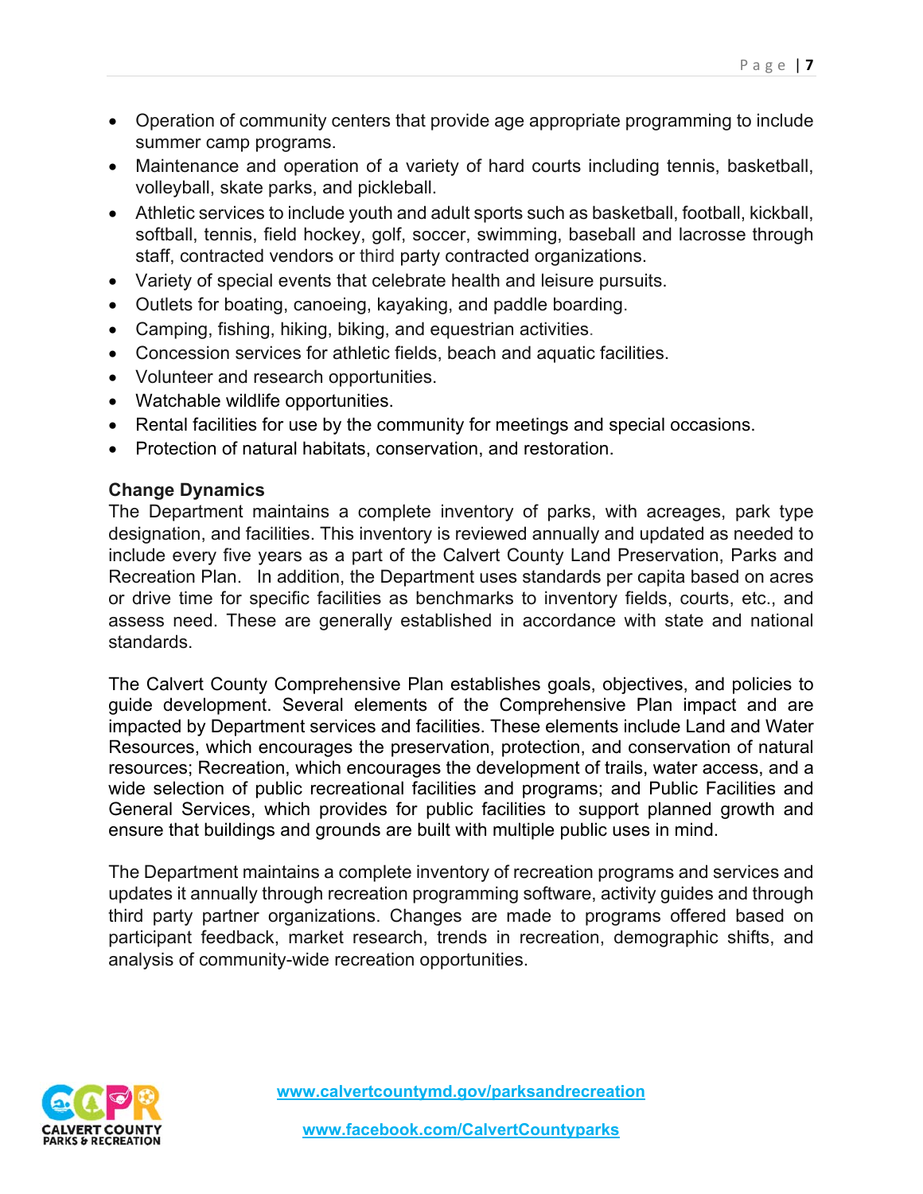- Operation of community centers that provide age appropriate programming to include summer camp programs.
- Maintenance and operation of a variety of hard courts including tennis, basketball, volleyball, skate parks, and pickleball.
- Athletic services to include youth and adult sports such as basketball, football, kickball, softball, tennis, field hockey, golf, soccer, swimming, baseball and lacrosse through staff, contracted vendors or third party contracted organizations.
- Variety of special events that celebrate health and leisure pursuits.
- Outlets for boating, canoeing, kayaking, and paddle boarding.
- Camping, fishing, hiking, biking, and equestrian activities.
- Concession services for athletic fields, beach and aquatic facilities.
- Volunteer and research opportunities.
- Watchable wildlife opportunities.
- Rental facilities for use by the community for meetings and special occasions.
- Protection of natural habitats, conservation, and restoration.

**Change Dynamics**

The Department maintains a complete inventory of parks, with acreages, park type designation, and facilities. This inventory is reviewed annually and updated as needed to include every five years as a part of the Calvert County Land Preservation, Parks and Recreation Plan. In addition, the Department uses standards per capita based on acres or drive time for specific facilities as benchmarks to inventory fields, courts, etc., and assess need. These are generally established in accordance with state and national standards.

The Calvert County Comprehensive Plan establishes goals, objectives, and policies to guide development. Several elements of the Comprehensive Plan impact and are impacted by Department services and facilities. These elements include Land and Water Resources, which encourages the preservation, protection, and conservation of natural resources; Recreation, which encourages the development of trails, water access, and a wide selection of public recreational facilities and programs; and Public Facilities and General Services, which provides for public facilities to support planned growth and ensure that buildings and grounds are built with multiple public uses in mind.

The Department maintains a complete inventory of recreation programs and services and updates it annually through recreation programming software, activity guides and through third party partner organizations. Changes are made to programs offered based on participant feedback, market research, trends in recreation, demographic shifts, and analysis of community-wide recreation opportunities.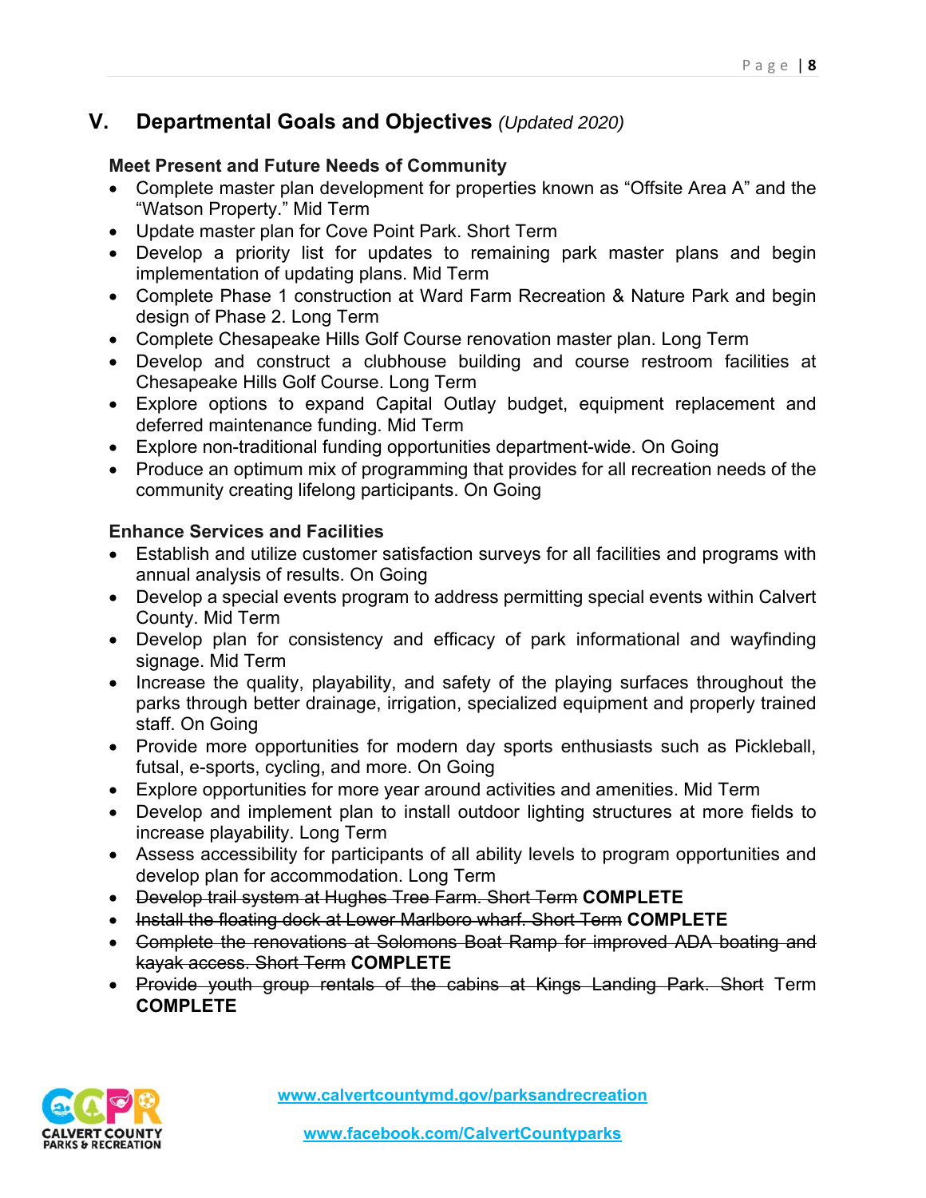## V. Departmental Goals and Objectives *(Updated 2020)*

**Meet Present and Future Needs of Community**

- Complete master plan development for properties known as "Offsite Area A" and the "Watson Property." Mid Term
- Update master plan for Cove Point Park. Short Term
- Develop a priority list for updates to remaining park master plans and begin implementation of updating plans. Mid Term
- Complete Phase 1 construction at Ward Farm Recreation & Nature Park and begin design of Phase 2. Long Term
- Complete Chesapeake Hills Golf Course renovation master plan. Long Term
- Develop and construct a clubhouse building and course restroom facilities at Chesapeake Hills Golf Course. Long Term
- Explore options to expand Capital Outlay budget, equipment replacement and deferred maintenance funding. Mid Term
- Explore non-traditional funding opportunities department-wide. On Going
- Produce an optimum mix of programming that provides for all recreation needs of the community creating lifelong participants. On Going

**Enhance Services and Facilities**

- Establish and utilize customer satisfaction surveys for all facilities and programs with annual analysis of results. On Going
- Develop a special events program to address permitting special events within Calvert County. Mid Term
- Develop plan for consistency and efficacy of park informational and wayfinding signage. Mid Term
- Increase the quality, playability, and safety of the playing surfaces throughout the parks through better drainage, irrigation, specialized equipment and properly trained staff. On Going
- Provide more opportunities for modern day sports enthusiasts such as Pickleball, futsal, e-sports, cycling, and more. On Going
- Explore opportunities for more year around activities and amenities. Mid Term
- Develop and implement plan to install outdoor lighting structures at more fields to increase playability. Long Term
- Assess accessibility for participants of all ability levels to program opportunities and develop plan for accommodation. Long Term
- ~~Develop trail system at Hughes Tree Farm. Short Term~~ **COMPLETE**
- ~~Install the floating dock at Lower Marlboro wharf. Short Term~~ **COMPLETE**
- ~~Complete the renovations at Solomons Boat Ramp for improved ADA boating and kayak access. Short Term~~ **COMPLETE**
- ~~Provide youth group rentals of the cabins at Kings Landing Park. Short~~ Term **COMPLETE**

www.calvertcountymd.gov/parksandrecreation

www.facebook.com/CalvertCountyparks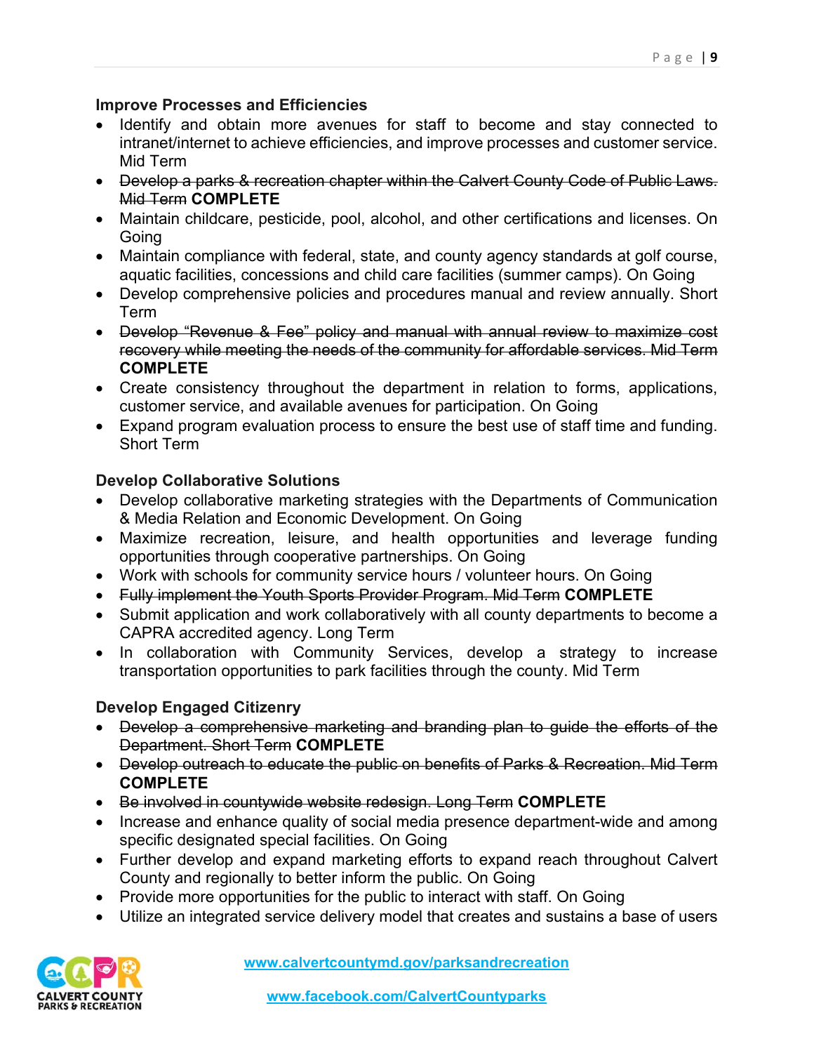**Improve Processes and Efficiencies**

- Identify and obtain more avenues for staff to become and stay connected to intranet/internet to achieve efficiencies, and improve processes and customer service. Mid Term
- ~~Develop a parks & recreation chapter within the Calvert County Code of Public Laws. Mid Term~~ **COMPLETE**
- Maintain childcare, pesticide, pool, alcohol, and other certifications and licenses. On Going
- Maintain compliance with federal, state, and county agency standards at golf course, aquatic facilities, concessions and child care facilities (summer camps). On Going
- Develop comprehensive policies and procedures manual and review annually. Short Term
- ~~Develop "Revenue & Fee" policy and manual with annual review to maximize cost recovery while meeting the needs of the community for affordable services. Mid Term~~ **COMPLETE**
- Create consistency throughout the department in relation to forms, applications, customer service, and available avenues for participation. On Going
- Expand program evaluation process to ensure the best use of staff time and funding. Short Term

**Develop Collaborative Solutions**

- Develop collaborative marketing strategies with the Departments of Communication & Media Relation and Economic Development. On Going
- Maximize recreation, leisure, and health opportunities and leverage funding opportunities through cooperative partnerships. On Going
- Work with schools for community service hours / volunteer hours. On Going
- ~~Fully implement the Youth Sports Provider Program. Mid Term~~ **COMPLETE**
- Submit application and work collaboratively with all county departments to become a CAPRA accredited agency. Long Term
- In collaboration with Community Services, develop a strategy to increase transportation opportunities to park facilities through the county. Mid Term

**Develop Engaged Citizenry**

- ~~Develop a comprehensive marketing and branding plan to guide the efforts of the Department. Short Term~~ **COMPLETE**
- ~~Develop outreach to educate the public on benefits of Parks & Recreation. Mid Term~~ **COMPLETE**
- ~~Be involved in countywide website redesign. Long Term~~ **COMPLETE**
- Increase and enhance quality of social media presence department-wide and among specific designated special facilities. On Going
- Further develop and expand marketing efforts to expand reach throughout Calvert County and regionally to better inform the public. On Going
- Provide more opportunities for the public to interact with staff. On Going
- Utilize an integrated service delivery model that creates and sustains a base of users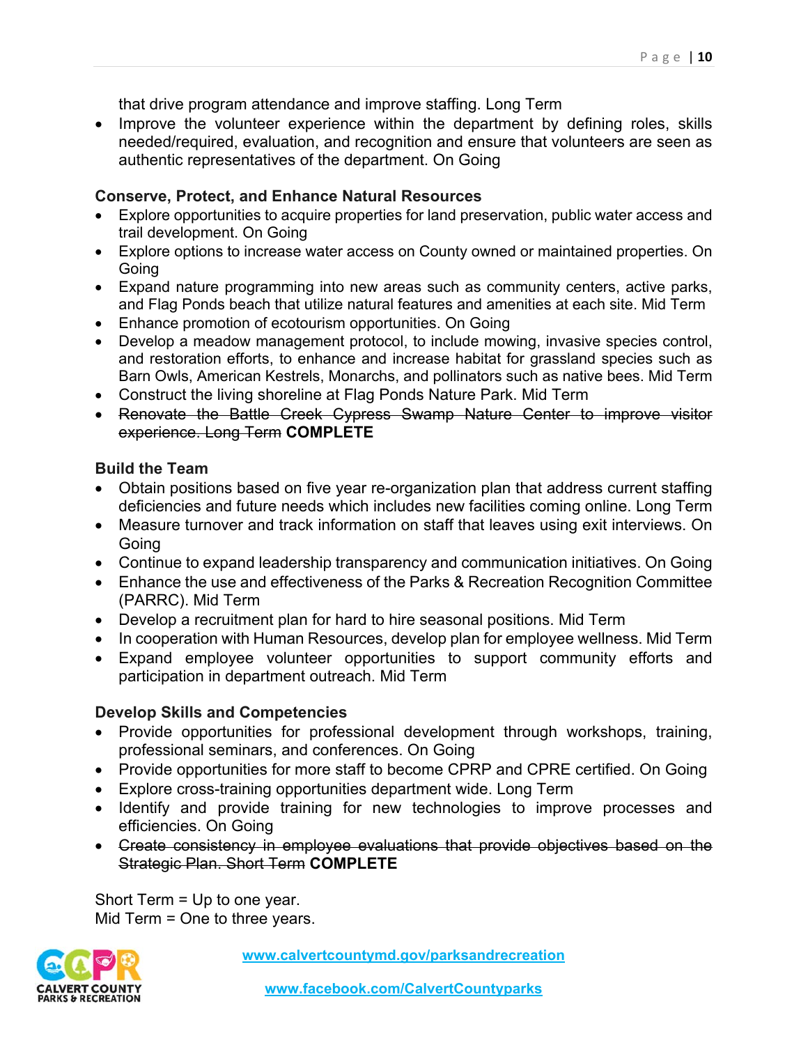that drive program attendance and improve staffing. Long Term

- Improve the volunteer experience within the department by defining roles, skills needed/required, evaluation, and recognition and ensure that volunteers are seen as authentic representatives of the department. On Going

**Conserve, Protect, and Enhance Natural Resources**

- Explore opportunities to acquire properties for land preservation, public water access and trail development. On Going
- Explore options to increase water access on County owned or maintained properties. On Going
- Expand nature programming into new areas such as community centers, active parks, and Flag Ponds beach that utilize natural features and amenities at each site. Mid Term
- Enhance promotion of ecotourism opportunities. On Going
- Develop a meadow management protocol, to include mowing, invasive species control, and restoration efforts, to enhance and increase habitat for grassland species such as Barn Owls, American Kestrels, Monarchs, and pollinators such as native bees. Mid Term
- Construct the living shoreline at Flag Ponds Nature Park. Mid Term
- ~~Renovate the Battle Creek Cypress Swamp Nature Center to improve visitor experience. Long Term~~ **COMPLETE**

**Build the Team**

- Obtain positions based on five year re-organization plan that address current staffing deficiencies and future needs which includes new facilities coming online. Long Term
- Measure turnover and track information on staff that leaves using exit interviews. On Going
- Continue to expand leadership transparency and communication initiatives. On Going
- Enhance the use and effectiveness of the Parks & Recreation Recognition Committee (PARRC). Mid Term
- Develop a recruitment plan for hard to hire seasonal positions. Mid Term
- In cooperation with Human Resources, develop plan for employee wellness. Mid Term
- Expand employee volunteer opportunities to support community efforts and participation in department outreach. Mid Term

**Develop Skills and Competencies**

- Provide opportunities for professional development through workshops, training, professional seminars, and conferences. On Going
- Provide opportunities for more staff to become CPRP and CPRE certified. On Going
- Explore cross-training opportunities department wide. Long Term
- Identify and provide training for new technologies to improve processes and efficiencies. On Going
- ~~Create consistency in employee evaluations that provide objectives based on the Strategic Plan. Short Term~~ **COMPLETE**

Short Term = Up to one year.
Mid Term = One to three years.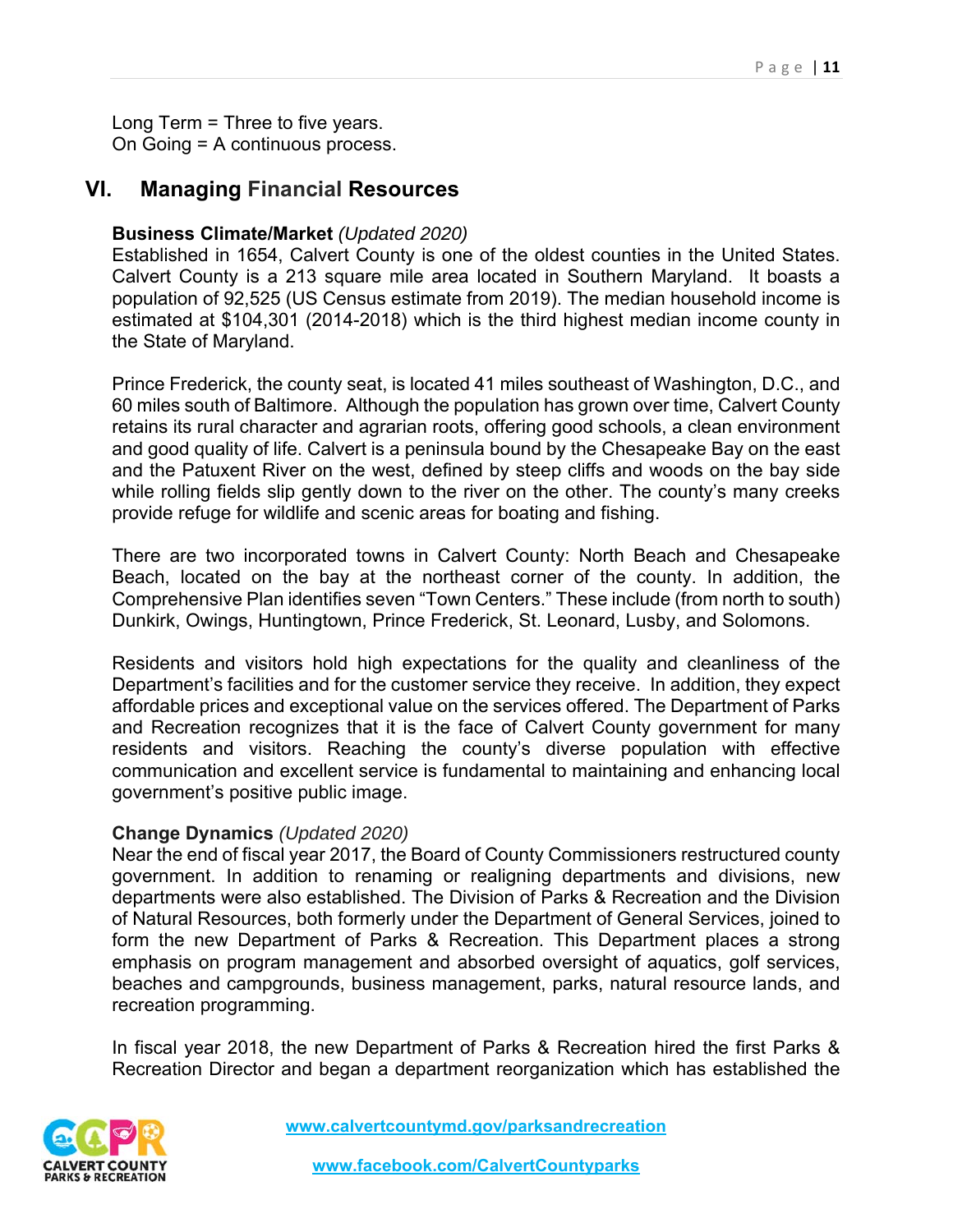Long Term = Three to five years.
On Going = A continuous process.

## VI. Managing Financial Resources

**Business Climate/Market** *(Updated 2020)*
Established in 1654, Calvert County is one of the oldest counties in the United States. Calvert County is a 213 square mile area located in Southern Maryland. It boasts a population of 92,525 (US Census estimate from 2019). The median household income is estimated at $104,301 (2014-2018) which is the third highest median income county in the State of Maryland.

Prince Frederick, the county seat, is located 41 miles southeast of Washington, D.C., and 60 miles south of Baltimore. Although the population has grown over time, Calvert County retains its rural character and agrarian roots, offering good schools, a clean environment and good quality of life. Calvert is a peninsula bound by the Chesapeake Bay on the east and the Patuxent River on the west, defined by steep cliffs and woods on the bay side while rolling fields slip gently down to the river on the other. The county's many creeks provide refuge for wildlife and scenic areas for boating and fishing.

There are two incorporated towns in Calvert County: North Beach and Chesapeake Beach, located on the bay at the northeast corner of the county. In addition, the Comprehensive Plan identifies seven "Town Centers." These include (from north to south) Dunkirk, Owings, Huntingtown, Prince Frederick, St. Leonard, Lusby, and Solomons.

Residents and visitors hold high expectations for the quality and cleanliness of the Department's facilities and for the customer service they receive. In addition, they expect affordable prices and exceptional value on the services offered. The Department of Parks and Recreation recognizes that it is the face of Calvert County government for many residents and visitors. Reaching the county's diverse population with effective communication and excellent service is fundamental to maintaining and enhancing local government's positive public image.

**Change Dynamics** *(Updated 2020)*
Near the end of fiscal year 2017, the Board of County Commissioners restructured county government. In addition to renaming or realigning departments and divisions, new departments were also established. The Division of Parks & Recreation and the Division of Natural Resources, both formerly under the Department of General Services, joined to form the new Department of Parks & Recreation. This Department places a strong emphasis on program management and absorbed oversight of aquatics, golf services, beaches and campgrounds, business management, parks, natural resource lands, and recreation programming.

In fiscal year 2018, the new Department of Parks & Recreation hired the first Parks & Recreation Director and began a department reorganization which has established the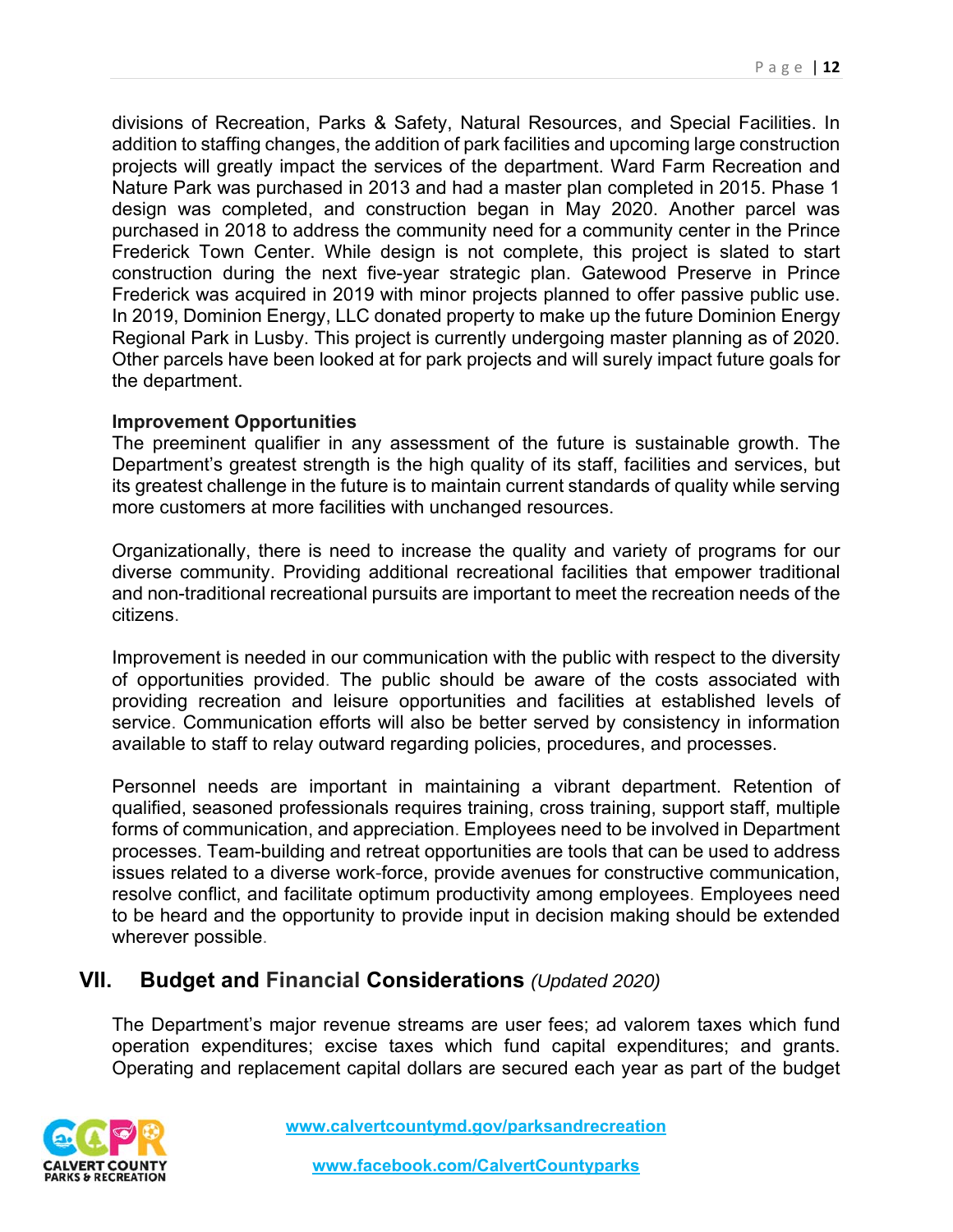divisions of Recreation, Parks & Safety, Natural Resources, and Special Facilities. In addition to staffing changes, the addition of park facilities and upcoming large construction projects will greatly impact the services of the department. Ward Farm Recreation and Nature Park was purchased in 2013 and had a master plan completed in 2015. Phase 1 design was completed, and construction began in May 2020. Another parcel was purchased in 2018 to address the community need for a community center in the Prince Frederick Town Center. While design is not complete, this project is slated to start construction during the next five-year strategic plan. Gatewood Preserve in Prince Frederick was acquired in 2019 with minor projects planned to offer passive public use. In 2019, Dominion Energy, LLC donated property to make up the future Dominion Energy Regional Park in Lusby. This project is currently undergoing master planning as of 2020. Other parcels have been looked at for park projects and will surely impact future goals for the department.

**Improvement Opportunities**

The preeminent qualifier in any assessment of the future is sustainable growth. The Department's greatest strength is the high quality of its staff, facilities and services, but its greatest challenge in the future is to maintain current standards of quality while serving more customers at more facilities with unchanged resources.

Organizationally, there is need to increase the quality and variety of programs for our diverse community. Providing additional recreational facilities that empower traditional and non-traditional recreational pursuits are important to meet the recreation needs of the citizens.

Improvement is needed in our communication with the public with respect to the diversity of opportunities provided. The public should be aware of the costs associated with providing recreation and leisure opportunities and facilities at established levels of service. Communication efforts will also be better served by consistency in information available to staff to relay outward regarding policies, procedures, and processes.

Personnel needs are important in maintaining a vibrant department. Retention of qualified, seasoned professionals requires training, cross training, support staff, multiple forms of communication, and appreciation. Employees need to be involved in Department processes. Team-building and retreat opportunities are tools that can be used to address issues related to a diverse work-force, provide avenues for constructive communication, resolve conflict, and facilitate optimum productivity among employees. Employees need to be heard and the opportunity to provide input in decision making should be extended wherever possible.

## VII. Budget and Financial Considerations *(Updated 2020)*

The Department's major revenue streams are user fees; ad valorem taxes which fund operation expenditures; excise taxes which fund capital expenditures; and grants. Operating and replacement capital dollars are secured each year as part of the budget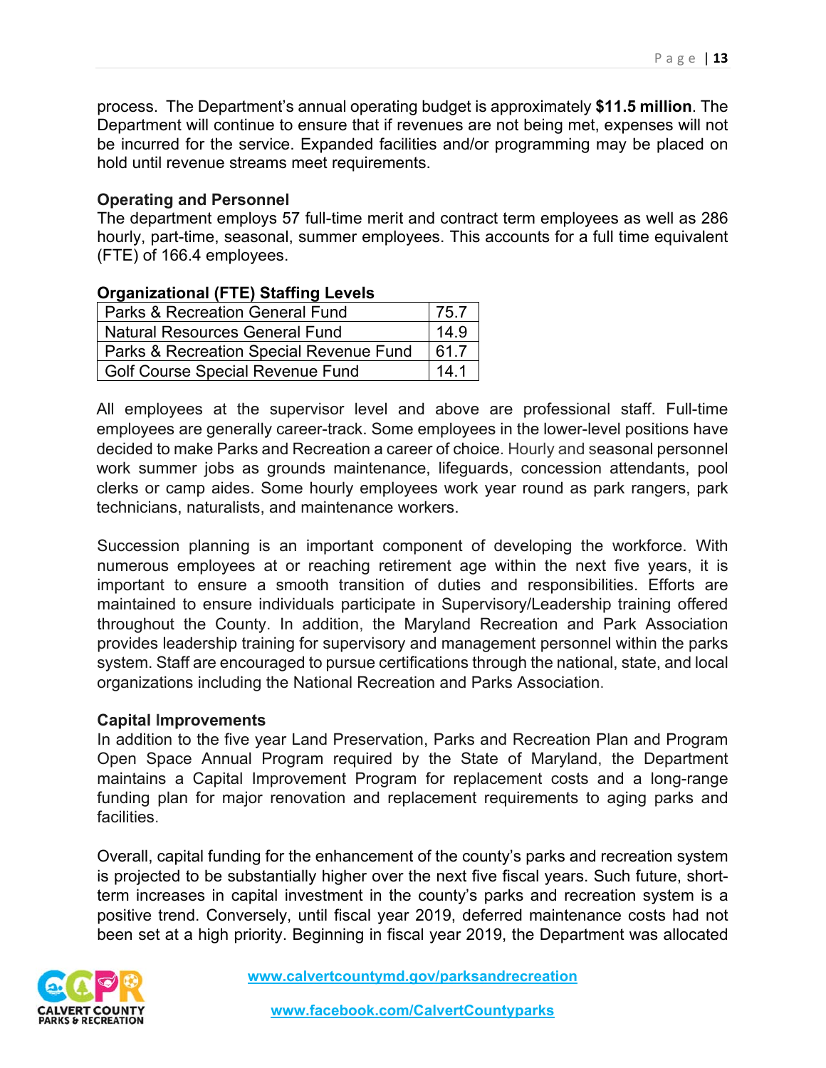process. The Department's annual operating budget is approximately **$11.5 million**. The Department will continue to ensure that if revenues are not being met, expenses will not be incurred for the service. Expanded facilities and/or programming may be placed on hold until revenue streams meet requirements.

**Operating and Personnel**

The department employs 57 full-time merit and contract term employees as well as 286 hourly, part-time, seasonal, summer employees. This accounts for a full time equivalent (FTE) of 166.4 employees.

**Organizational (FTE) Staffing Levels**

| Fund | FTE |
|---|---|
| Parks & Recreation General Fund | 75.7 |
| Natural Resources General Fund | 14.9 |
| Parks & Recreation Special Revenue Fund | 61.7 |
| Golf Course Special Revenue Fund | 14.1 |

All employees at the supervisor level and above are professional staff. Full-time employees are generally career-track. Some employees in the lower-level positions have decided to make Parks and Recreation a career of choice. Hourly and seasonal personnel work summer jobs as grounds maintenance, lifeguards, concession attendants, pool clerks or camp aides. Some hourly employees work year round as park rangers, park technicians, naturalists, and maintenance workers.

Succession planning is an important component of developing the workforce. With numerous employees at or reaching retirement age within the next five years, it is important to ensure a smooth transition of duties and responsibilities. Efforts are maintained to ensure individuals participate in Supervisory/Leadership training offered throughout the County. In addition, the Maryland Recreation and Park Association provides leadership training for supervisory and management personnel within the parks system. Staff are encouraged to pursue certifications through the national, state, and local organizations including the National Recreation and Parks Association.

**Capital Improvements**

In addition to the five year Land Preservation, Parks and Recreation Plan and Program Open Space Annual Program required by the State of Maryland, the Department maintains a Capital Improvement Program for replacement costs and a long-range funding plan for major renovation and replacement requirements to aging parks and facilities.

Overall, capital funding for the enhancement of the county's parks and recreation system is projected to be substantially higher over the next five fiscal years. Such future, short-term increases in capital investment in the county's parks and recreation system is a positive trend. Conversely, until fiscal year 2019, deferred maintenance costs had not been set at a high priority. Beginning in fiscal year 2019, the Department was allocated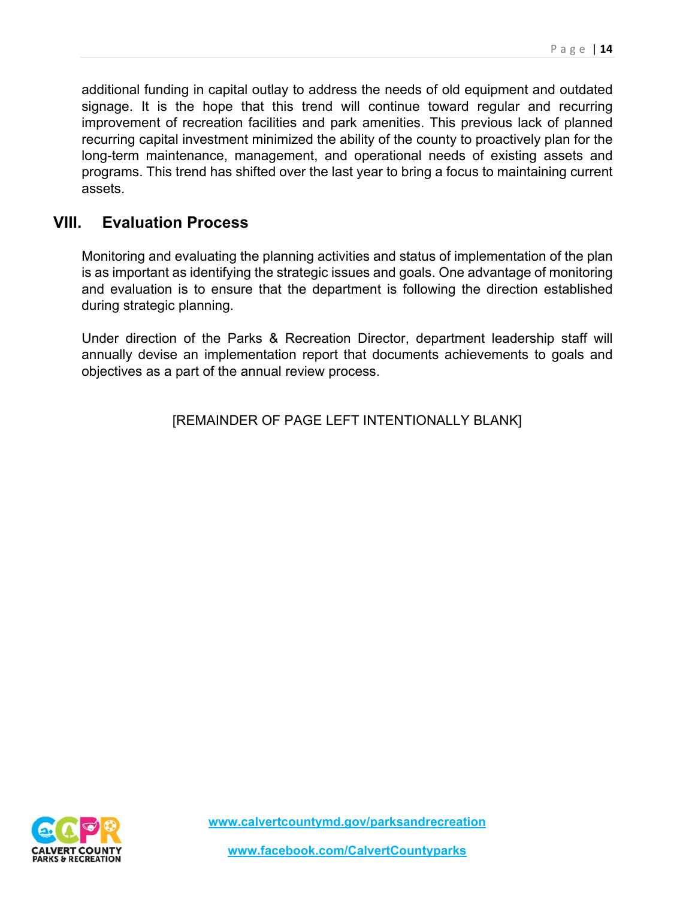additional funding in capital outlay to address the needs of old equipment and outdated signage. It is the hope that this trend will continue toward regular and recurring improvement of recreation facilities and park amenities. This previous lack of planned recurring capital investment minimized the ability of the county to proactively plan for the long-term maintenance, management, and operational needs of existing assets and programs. This trend has shifted over the last year to bring a focus to maintaining current assets.

## VIII. Evaluation Process

Monitoring and evaluating the planning activities and status of implementation of the plan is as important as identifying the strategic issues and goals. One advantage of monitoring and evaluation is to ensure that the department is following the direction established during strategic planning.

Under direction of the Parks & Recreation Director, department leadership staff will annually devise an implementation report that documents achievements to goals and objectives as a part of the annual review process.

[REMAINDER OF PAGE LEFT INTENTIONALLY BLANK]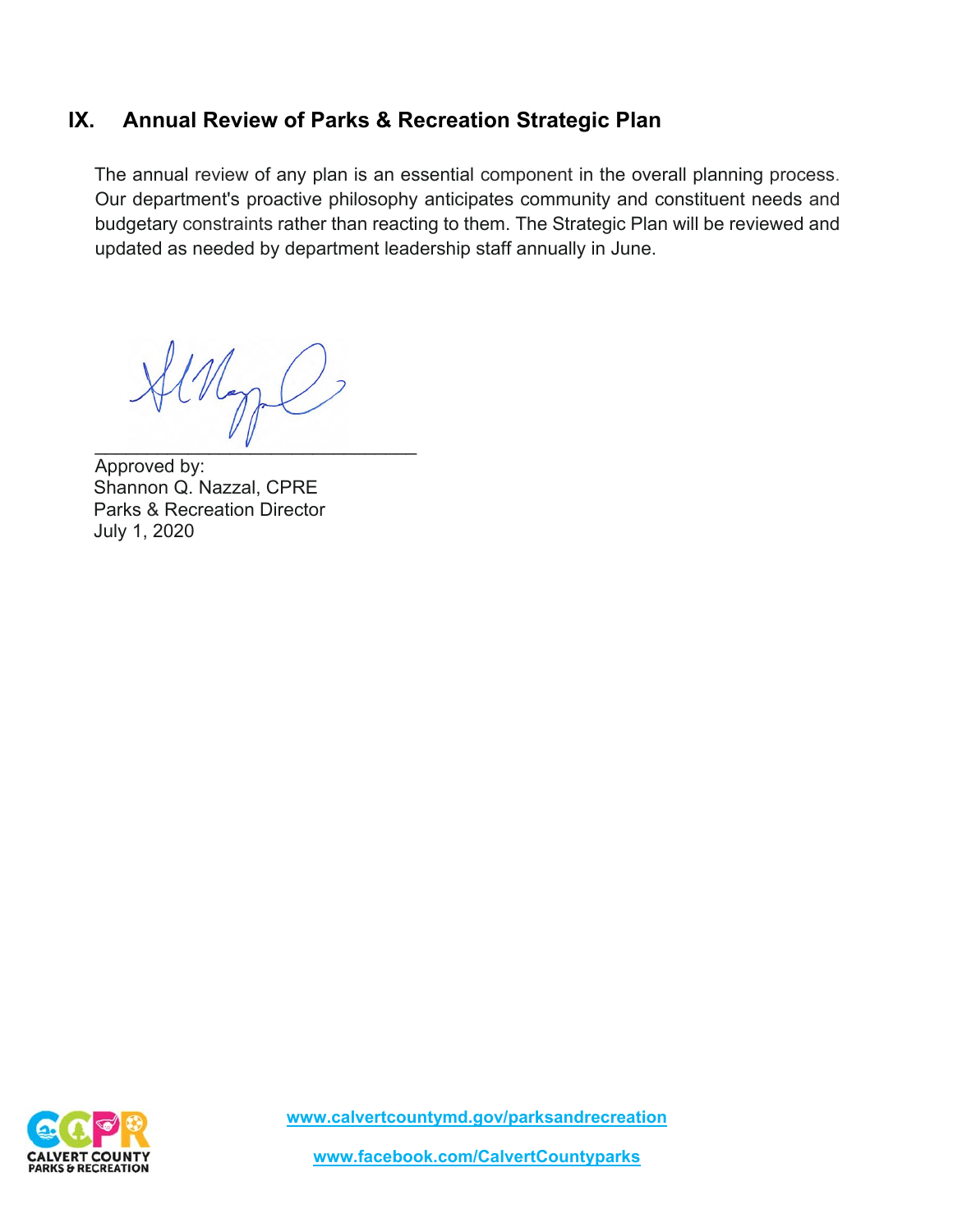## IX. Annual Review of Parks & Recreation Strategic Plan

The annual review of any plan is an essential component in the overall planning process. Our department's proactive philosophy anticipates community and constituent needs and budgetary constraints rather than reacting to them. The Strategic Plan will be reviewed and updated as needed by department leadership staff annually in June.

\_\_\_\_\_\_\_\_\_\_\_\_\_\_\_\_\_\_\_\_\_\_\_\_\_\_\_\_\_\_\_\_\_\_\_\_

Approved by:
Shannon Q. Nazzal, CPRE
Parks & Recreation Director
July 1, 2020

www.calvertcountymd.gov/parksandrecreation

www.facebook.com/CalvertCountyparks